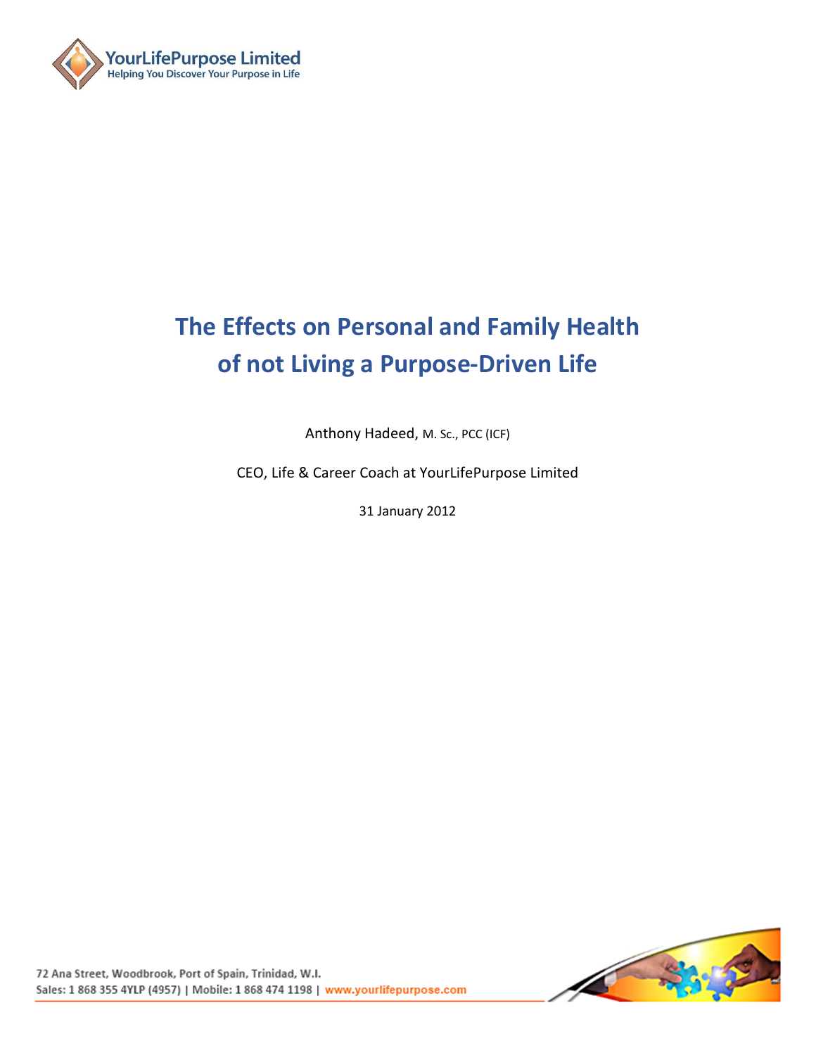YourLifePurpose Limited
Helping You Discover Your Purpose in Life

# The Effects on Personal and Family Health of not Living a Purpose-Driven Life

Anthony Hadeed, M. Sc., PCC (ICF)

CEO, Life & Career Coach at YourLifePurpose Limited

31 January 2012

72 Ana Street, Woodbrook, Port of Spain, Trinidad, W.I.
Sales: 1 868 355 4YLP (4957) | Mobile: 1 868 474 1198 | www.yourlifepurpose.com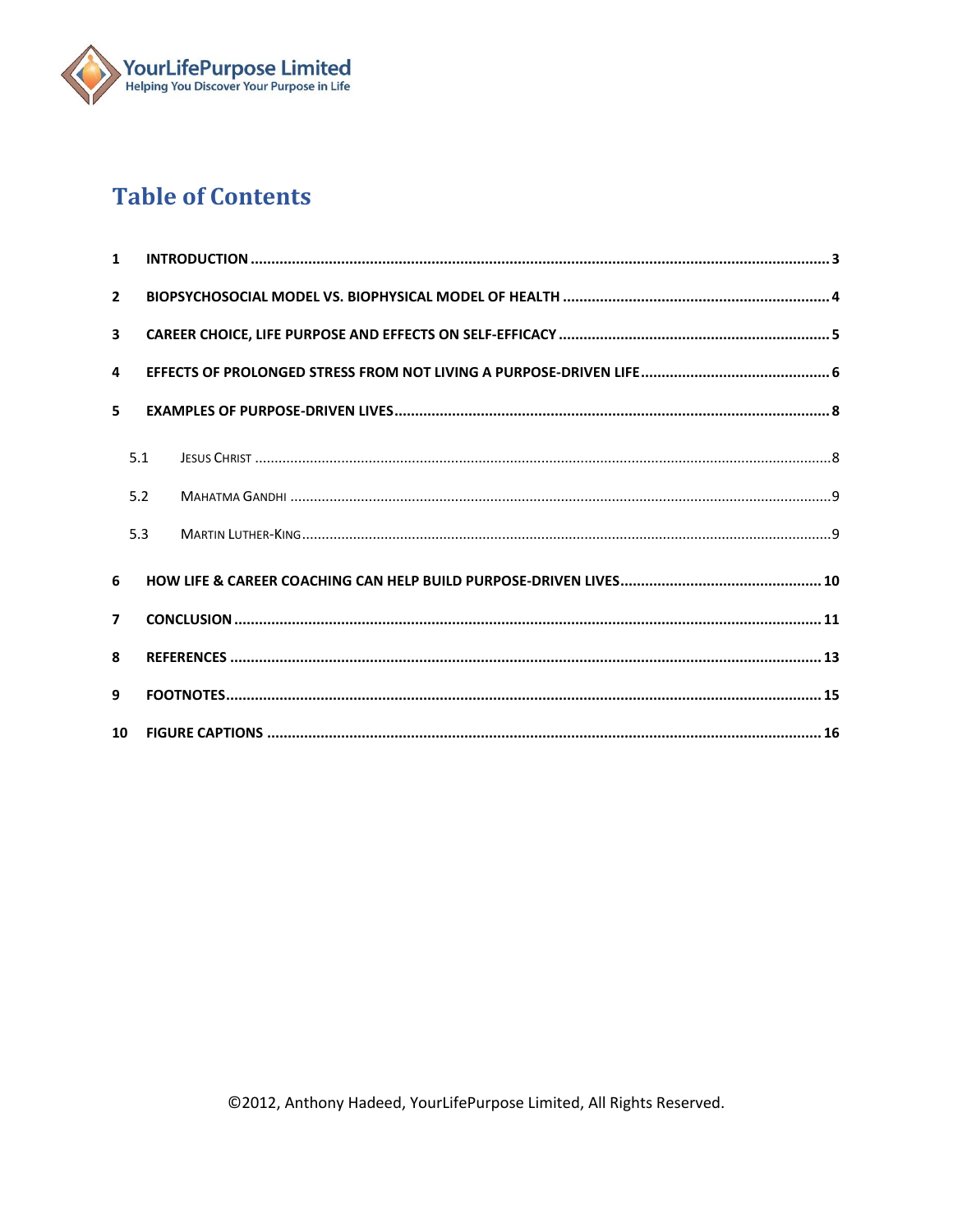# Table of Contents

1 INTRODUCTION ........................................................................................................................................ 3

2 BIOPSYCHOSOCIAL MODEL VS. BIOPHYSICAL MODEL OF HEALTH ................................................................ 4

3 CAREER CHOICE, LIFE PURPOSE AND EFFECTS ON SELF-EFFICACY ................................................................ 5

4 EFFECTS OF PROLONGED STRESS FROM NOT LIVING A PURPOSE-DRIVEN LIFE ............................................. 6

5 EXAMPLES OF PURPOSE-DRIVEN LIVES ......................................................................................................... 8

 5.1 JESUS CHRIST .................................................................................................................................. 8

 5.2 MAHATMA GANDHI ........................................................................................................................ 9

 5.3 MARTIN LUTHER-KING .................................................................................................................... 9

6 HOW LIFE & CAREER COACHING CAN HELP BUILD PURPOSE-DRIVEN LIVES ................................................ 10

7 CONCLUSION ......................................................................................................................................... 11

8 REFERENCES .......................................................................................................................................... 13

9 FOOTNOTES ............................................................................................................................................ 15

10 FIGURE CAPTIONS .................................................................................................................................. 16

©2012, Anthony Hadeed, YourLifePurpose Limited, All Rights Reserved.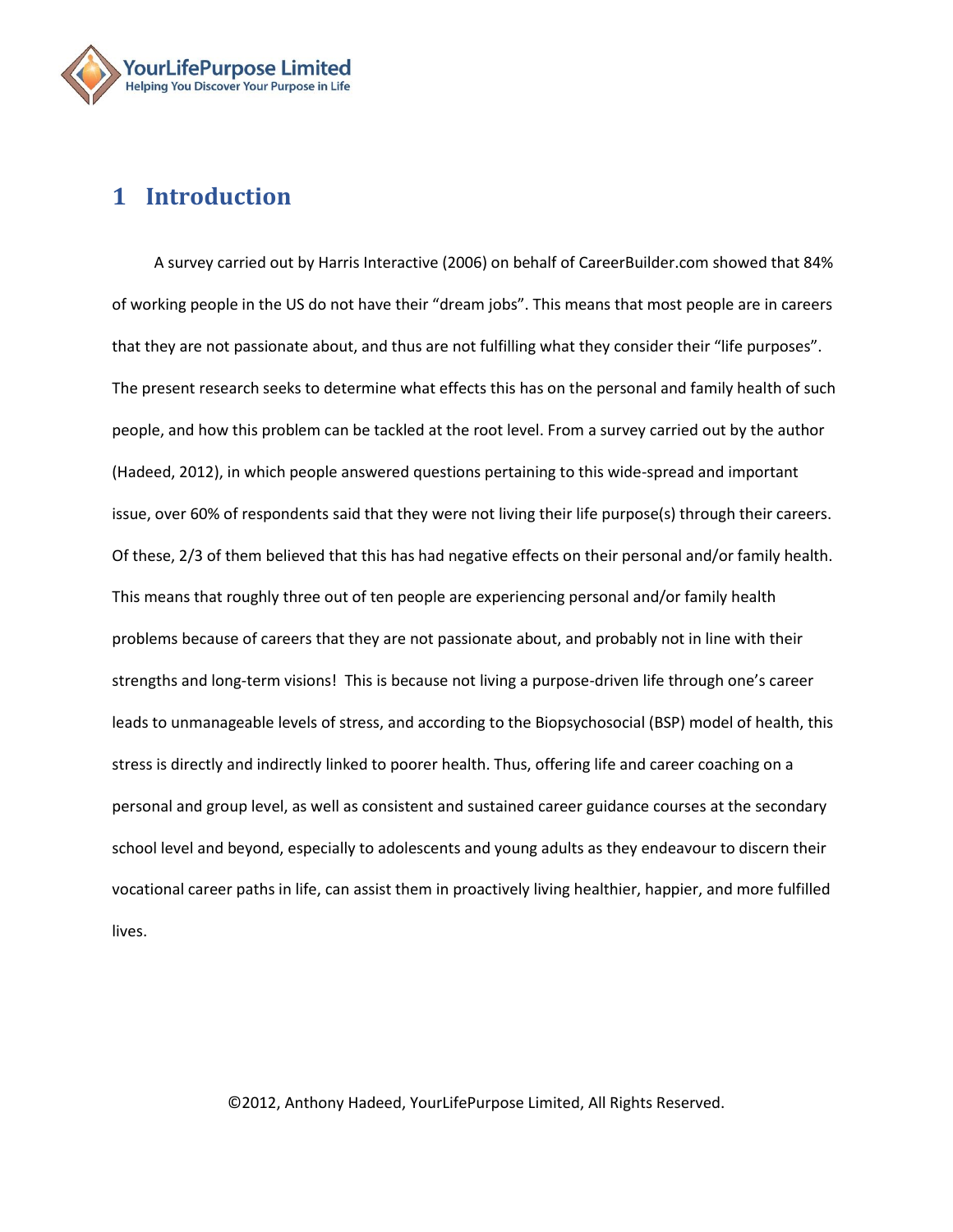# 1 Introduction

A survey carried out by Harris Interactive (2006) on behalf of CareerBuilder.com showed that 84% of working people in the US do not have their "dream jobs". This means that most people are in careers that they are not passionate about, and thus are not fulfilling what they consider their "life purposes". The present research seeks to determine what effects this has on the personal and family health of such people, and how this problem can be tackled at the root level. From a survey carried out by the author (Hadeed, 2012), in which people answered questions pertaining to this wide-spread and important issue, over 60% of respondents said that they were not living their life purpose(s) through their careers. Of these, 2/3 of them believed that this has had negative effects on their personal and/or family health. This means that roughly three out of ten people are experiencing personal and/or family health problems because of careers that they are not passionate about, and probably not in line with their strengths and long-term visions! This is because not living a purpose-driven life through one's career leads to unmanageable levels of stress, and according to the Biopsychosocial (BSP) model of health, this stress is directly and indirectly linked to poorer health. Thus, offering life and career coaching on a personal and group level, as well as consistent and sustained career guidance courses at the secondary school level and beyond, especially to adolescents and young adults as they endeavour to discern their vocational career paths in life, can assist them in proactively living healthier, happier, and more fulfilled lives.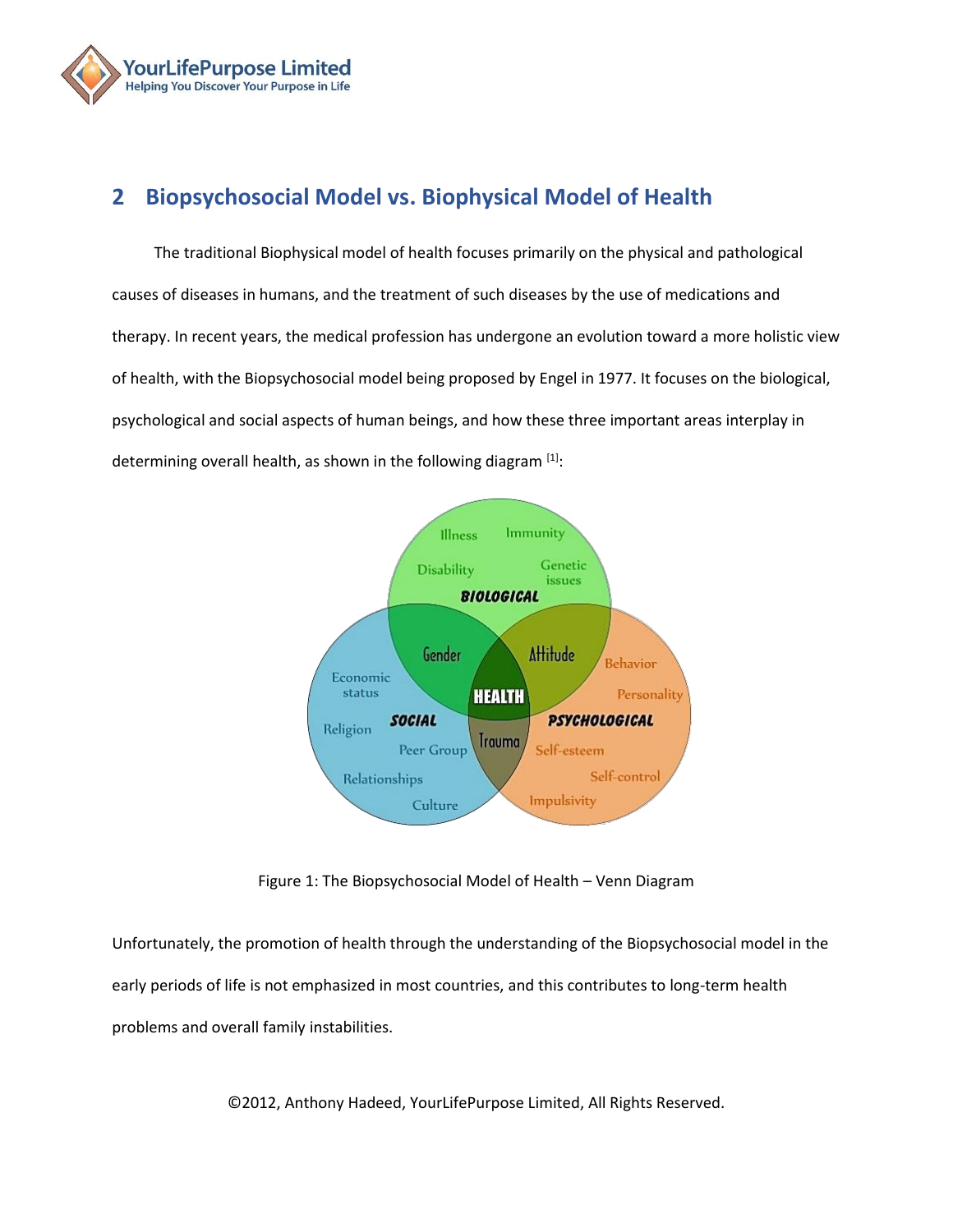## 2 Biopsychosocial Model vs. Biophysical Model of Health

The traditional Biophysical model of health focuses primarily on the physical and pathological causes of diseases in humans, and the treatment of such diseases by the use of medications and therapy. In recent years, the medical profession has undergone an evolution toward a more holistic view of health, with the Biopsychosocial model being proposed by Engel in 1977. It focuses on the biological, psychological and social aspects of human beings, and how these three important areas interplay in determining overall health, as shown in the following diagram [1]:

Figure 1: The Biopsychosocial Model of Health – Venn Diagram

Unfortunately, the promotion of health through the understanding of the Biopsychosocial model in the early periods of life is not emphasized in most countries, and this contributes to long-term health problems and overall family instabilities.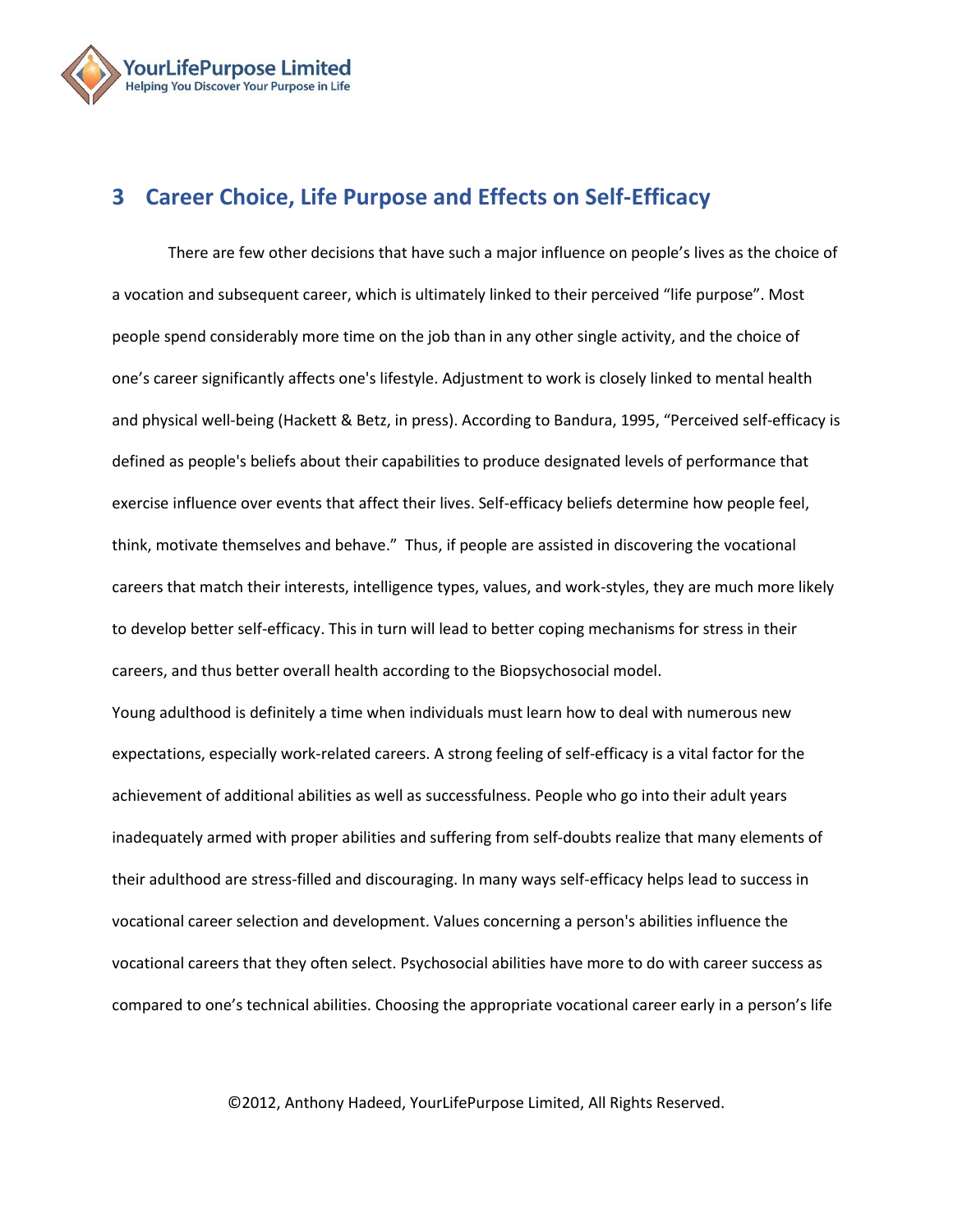## 3 Career Choice, Life Purpose and Effects on Self-Efficacy

There are few other decisions that have such a major influence on people's lives as the choice of a vocation and subsequent career, which is ultimately linked to their perceived "life purpose". Most people spend considerably more time on the job than in any other single activity, and the choice of one's career significantly affects one's lifestyle. Adjustment to work is closely linked to mental health and physical well-being (Hackett & Betz, in press). According to Bandura, 1995, "Perceived self-efficacy is defined as people's beliefs about their capabilities to produce designated levels of performance that exercise influence over events that affect their lives. Self-efficacy beliefs determine how people feel, think, motivate themselves and behave." Thus, if people are assisted in discovering the vocational careers that match their interests, intelligence types, values, and work-styles, they are much more likely to develop better self-efficacy. This in turn will lead to better coping mechanisms for stress in their careers, and thus better overall health according to the Biopsychosocial model.

Young adulthood is definitely a time when individuals must learn how to deal with numerous new expectations, especially work-related careers. A strong feeling of self-efficacy is a vital factor for the achievement of additional abilities as well as successfulness. People who go into their adult years inadequately armed with proper abilities and suffering from self-doubts realize that many elements of their adulthood are stress-filled and discouraging. In many ways self-efficacy helps lead to success in vocational career selection and development. Values concerning a person's abilities influence the vocational careers that they often select. Psychosocial abilities have more to do with career success as compared to one's technical abilities. Choosing the appropriate vocational career early in a person's life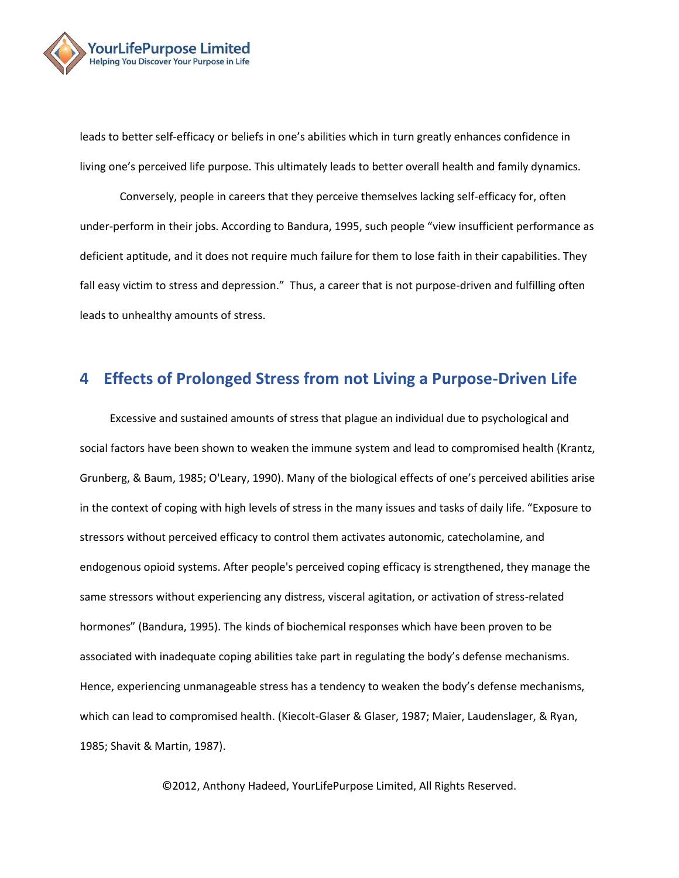leads to better self-efficacy or beliefs in one's abilities which in turn greatly enhances confidence in living one's perceived life purpose. This ultimately leads to better overall health and family dynamics.

Conversely, people in careers that they perceive themselves lacking self-efficacy for, often under-perform in their jobs. According to Bandura, 1995, such people "view insufficient performance as deficient aptitude, and it does not require much failure for them to lose faith in their capabilities. They fall easy victim to stress and depression." Thus, a career that is not purpose-driven and fulfilling often leads to unhealthy amounts of stress.

## 4 Effects of Prolonged Stress from not Living a Purpose-Driven Life

Excessive and sustained amounts of stress that plague an individual due to psychological and social factors have been shown to weaken the immune system and lead to compromised health (Krantz, Grunberg, & Baum, 1985; O'Leary, 1990). Many of the biological effects of one's perceived abilities arise in the context of coping with high levels of stress in the many issues and tasks of daily life. "Exposure to stressors without perceived efficacy to control them activates autonomic, catecholamine, and endogenous opioid systems. After people's perceived coping efficacy is strengthened, they manage the same stressors without experiencing any distress, visceral agitation, or activation of stress-related hormones" (Bandura, 1995). The kinds of biochemical responses which have been proven to be associated with inadequate coping abilities take part in regulating the body's defense mechanisms. Hence, experiencing unmanageable stress has a tendency to weaken the body's defense mechanisms, which can lead to compromised health. (Kiecolt-Glaser & Glaser, 1987; Maier, Laudenslager, & Ryan, 1985; Shavit & Martin, 1987).

©2012, Anthony Hadeed, YourLifePurpose Limited, All Rights Reserved.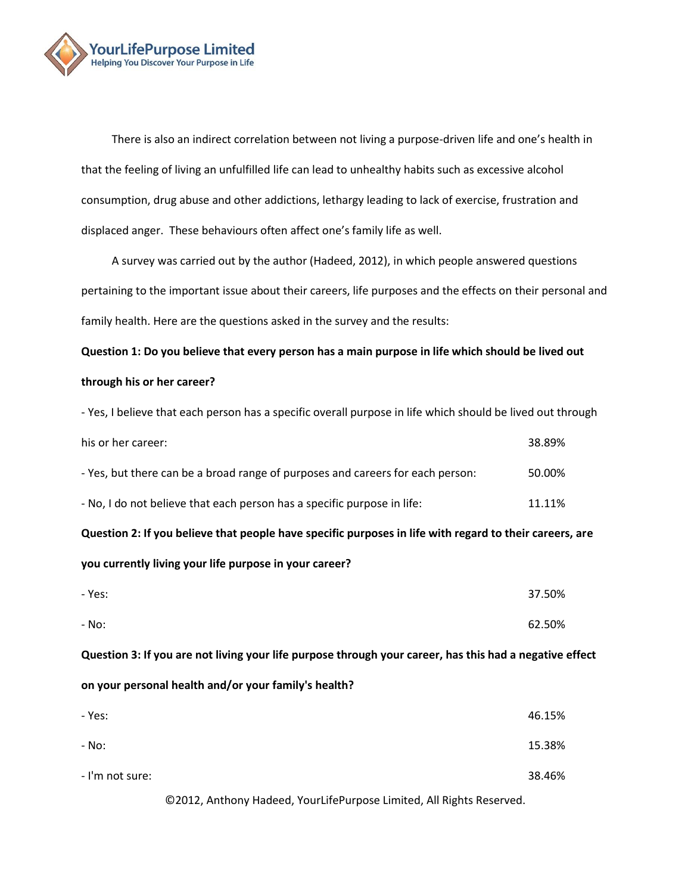There is also an indirect correlation between not living a purpose-driven life and one's health in that the feeling of living an unfulfilled life can lead to unhealthy habits such as excessive alcohol consumption, drug abuse and other addictions, lethargy leading to lack of exercise, frustration and displaced anger. These behaviours often affect one's family life as well.

A survey was carried out by the author (Hadeed, 2012), in which people answered questions pertaining to the important issue about their careers, life purposes and the effects on their personal and family health. Here are the questions asked in the survey and the results:

**Question 1: Do you believe that every person has a main purpose in life which should be lived out through his or her career?**

- Yes, I believe that each person has a specific overall purpose in life which should be lived out through his or her career: 38.89%
- Yes, but there can be a broad range of purposes and careers for each person: 50.00%
- No, I do not believe that each person has a specific purpose in life: 11.11%

**Question 2: If you believe that people have specific purposes in life with regard to their careers, are you currently living your life purpose in your career?**

- Yes: 37.50%
- No: 62.50%

**Question 3: If you are not living your life purpose through your career, has this had a negative effect on your personal health and/or your family's health?**

- Yes: 46.15%
- No: 15.38%
- I'm not sure: 38.46%

©2012, Anthony Hadeed, YourLifePurpose Limited, All Rights Reserved.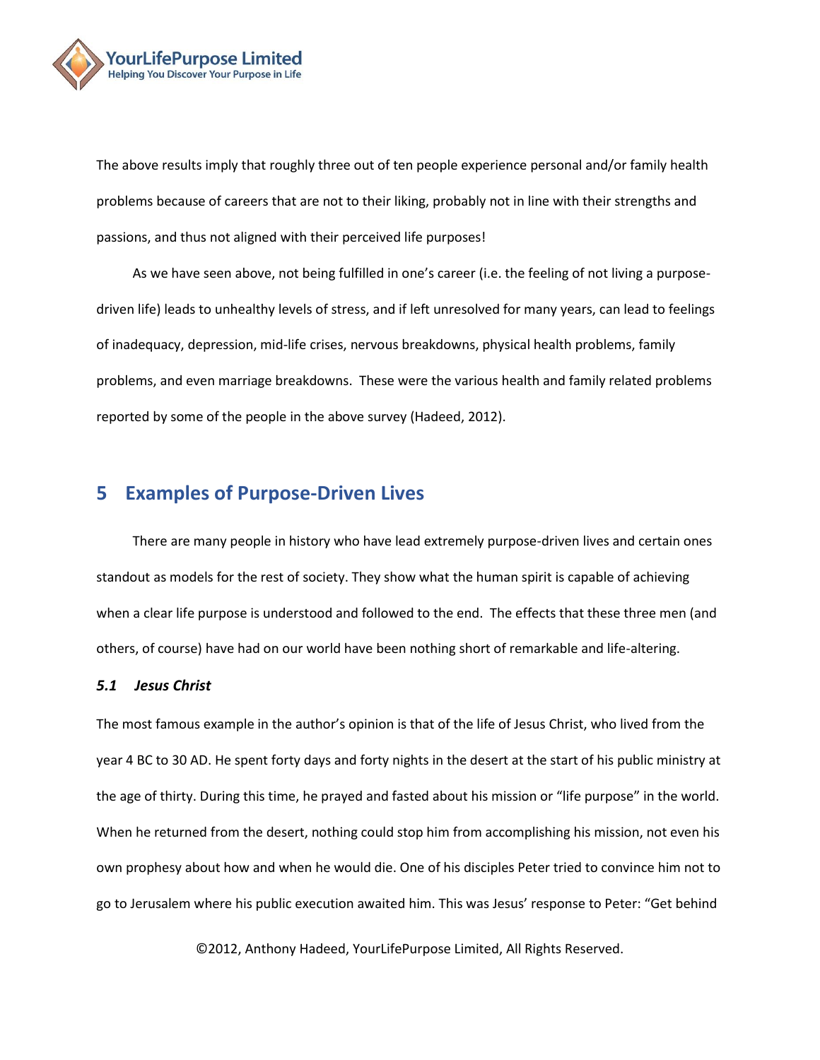The above results imply that roughly three out of ten people experience personal and/or family health problems because of careers that are not to their liking, probably not in line with their strengths and passions, and thus not aligned with their perceived life purposes!

As we have seen above, not being fulfilled in one's career (i.e. the feeling of not living a purpose-driven life) leads to unhealthy levels of stress, and if left unresolved for many years, can lead to feelings of inadequacy, depression, mid-life crises, nervous breakdowns, physical health problems, family problems, and even marriage breakdowns. These were the various health and family related problems reported by some of the people in the above survey (Hadeed, 2012).

## 5 Examples of Purpose-Driven Lives

There are many people in history who have lead extremely purpose-driven lives and certain ones standout as models for the rest of society. They show what the human spirit is capable of achieving when a clear life purpose is understood and followed to the end. The effects that these three men (and others, of course) have had on our world have been nothing short of remarkable and life-altering.

### *5.1 Jesus Christ*

The most famous example in the author's opinion is that of the life of Jesus Christ, who lived from the year 4 BC to 30 AD. He spent forty days and forty nights in the desert at the start of his public ministry at the age of thirty. During this time, he prayed and fasted about his mission or "life purpose" in the world. When he returned from the desert, nothing could stop him from accomplishing his mission, not even his own prophesy about how and when he would die. One of his disciples Peter tried to convince him not to go to Jerusalem where his public execution awaited him. This was Jesus' response to Peter: "Get behind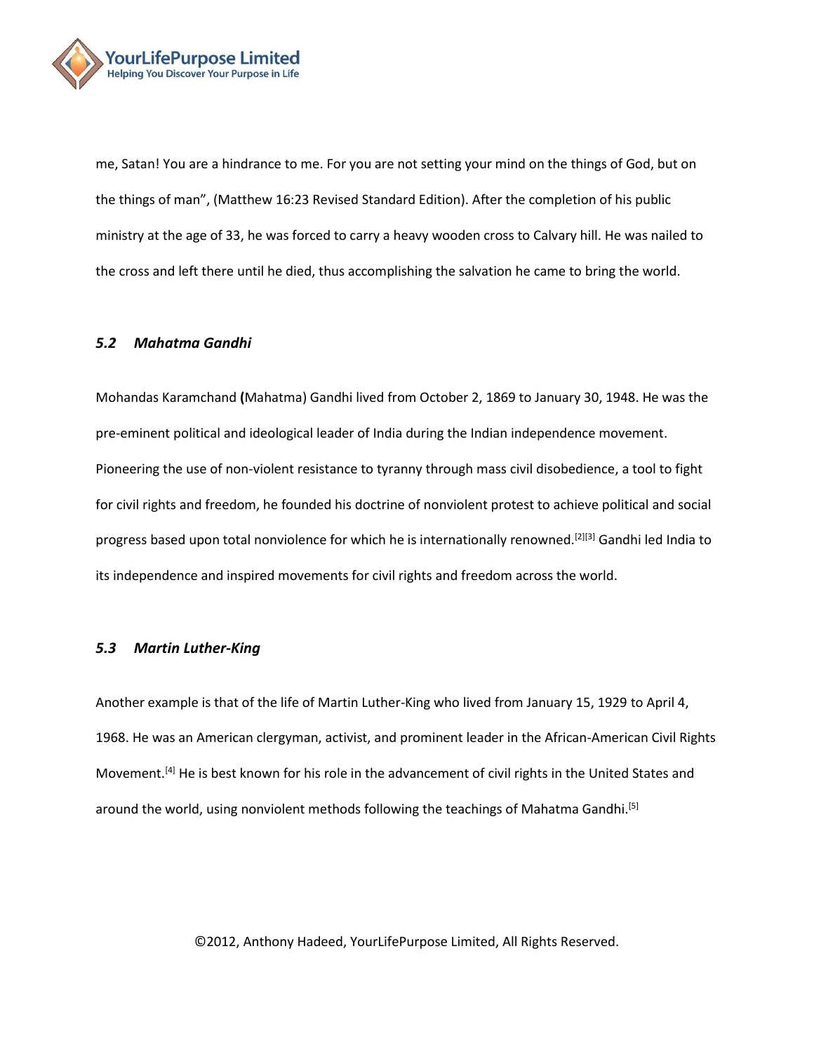me, Satan! You are a hindrance to me. For you are not setting your mind on the things of God, but on the things of man", (Matthew 16:23 Revised Standard Edition). After the completion of his public ministry at the age of 33, he was forced to carry a heavy wooden cross to Calvary hill. He was nailed to the cross and left there until he died, thus accomplishing the salvation he came to bring the world.

### *5.2 Mahatma Gandhi*

Mohandas Karamchand **(**Mahatma) Gandhi lived from October 2, 1869 to January 30, 1948. He was the pre-eminent political and ideological leader of India during the Indian independence movement. Pioneering the use of non-violent resistance to tyranny through mass civil disobedience, a tool to fight for civil rights and freedom, he founded his doctrine of nonviolent protest to achieve political and social progress based upon total nonviolence for which he is internationally renowned.[2][3] Gandhi led India to its independence and inspired movements for civil rights and freedom across the world.

### *5.3 Martin Luther-King*

Another example is that of the life of Martin Luther-King who lived from January 15, 1929 to April 4, 1968. He was an American clergyman, activist, and prominent leader in the African-American Civil Rights Movement.[4] He is best known for his role in the advancement of civil rights in the United States and around the world, using nonviolent methods following the teachings of Mahatma Gandhi.[5]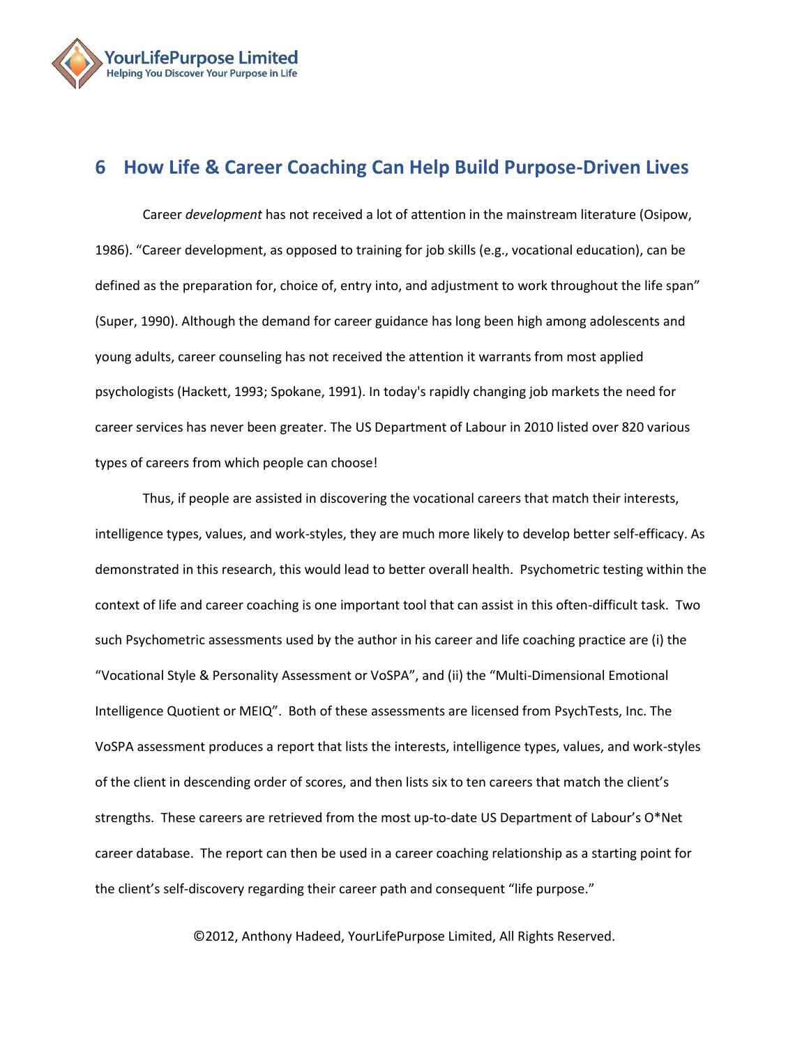## 6 How Life & Career Coaching Can Help Build Purpose-Driven Lives

Career *development* has not received a lot of attention in the mainstream literature (Osipow, 1986). “Career development, as opposed to training for job skills (e.g., vocational education), can be defined as the preparation for, choice of, entry into, and adjustment to work throughout the life span” (Super, 1990). Although the demand for career guidance has long been high among adolescents and young adults, career counseling has not received the attention it warrants from most applied psychologists (Hackett, 1993; Spokane, 1991). In today's rapidly changing job markets the need for career services has never been greater. The US Department of Labour in 2010 listed over 820 various types of careers from which people can choose!

Thus, if people are assisted in discovering the vocational careers that match their interests, intelligence types, values, and work-styles, they are much more likely to develop better self-efficacy. As demonstrated in this research, this would lead to better overall health. Psychometric testing within the context of life and career coaching is one important tool that can assist in this often-difficult task. Two such Psychometric assessments used by the author in his career and life coaching practice are (i) the “Vocational Style & Personality Assessment or VoSPA”, and (ii) the “Multi-Dimensional Emotional Intelligence Quotient or MEIQ”. Both of these assessments are licensed from PsychTests, Inc. The VoSPA assessment produces a report that lists the interests, intelligence types, values, and work-styles of the client in descending order of scores, and then lists six to ten careers that match the client’s strengths. These careers are retrieved from the most up-to-date US Department of Labour’s O*Net career database. The report can then be used in a career coaching relationship as a starting point for the client’s self-discovery regarding their career path and consequent “life purpose.”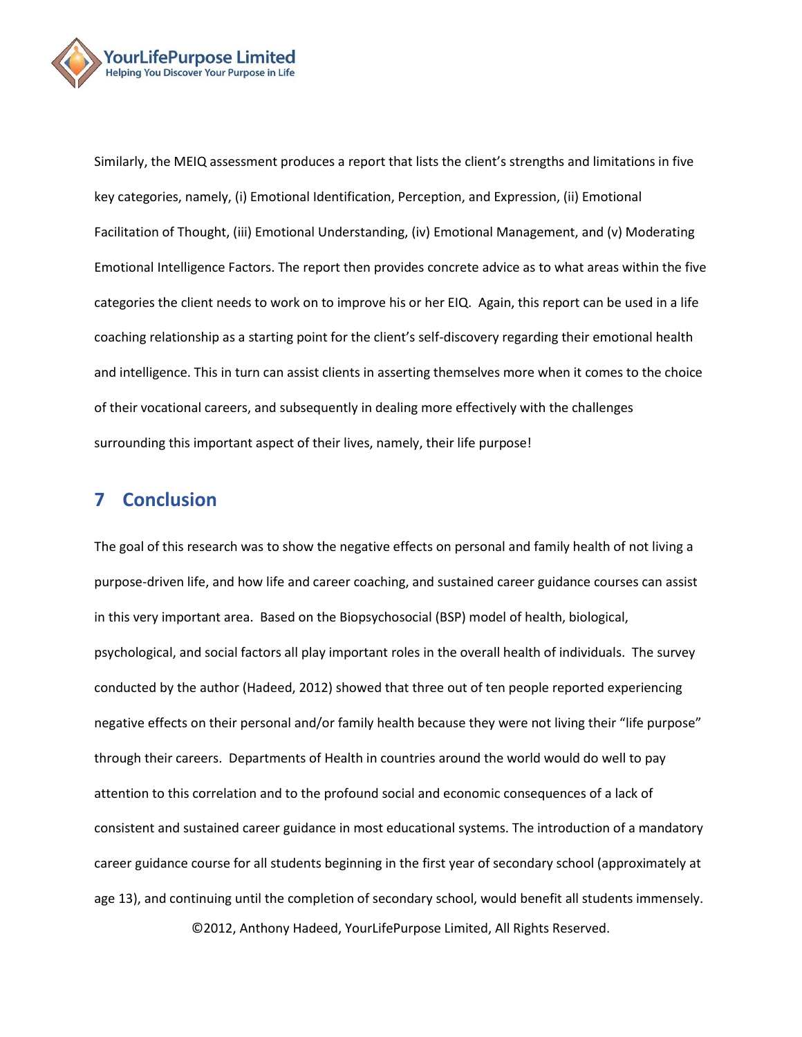Similarly, the MEIQ assessment produces a report that lists the client's strengths and limitations in five key categories, namely, (i) Emotional Identification, Perception, and Expression, (ii) Emotional Facilitation of Thought, (iii) Emotional Understanding, (iv) Emotional Management, and (v) Moderating Emotional Intelligence Factors. The report then provides concrete advice as to what areas within the five categories the client needs to work on to improve his or her EIQ. Again, this report can be used in a life coaching relationship as a starting point for the client's self-discovery regarding their emotional health and intelligence. This in turn can assist clients in asserting themselves more when it comes to the choice of their vocational careers, and subsequently in dealing more effectively with the challenges surrounding this important aspect of their lives, namely, their life purpose!

# 7 Conclusion

The goal of this research was to show the negative effects on personal and family health of not living a purpose-driven life, and how life and career coaching, and sustained career guidance courses can assist in this very important area. Based on the Biopsychosocial (BSP) model of health, biological, psychological, and social factors all play important roles in the overall health of individuals. The survey conducted by the author (Hadeed, 2012) showed that three out of ten people reported experiencing negative effects on their personal and/or family health because they were not living their "life purpose" through their careers. Departments of Health in countries around the world would do well to pay attention to this correlation and to the profound social and economic consequences of a lack of consistent and sustained career guidance in most educational systems. The introduction of a mandatory career guidance course for all students beginning in the first year of secondary school (approximately at age 13), and continuing until the completion of secondary school, would benefit all students immensely.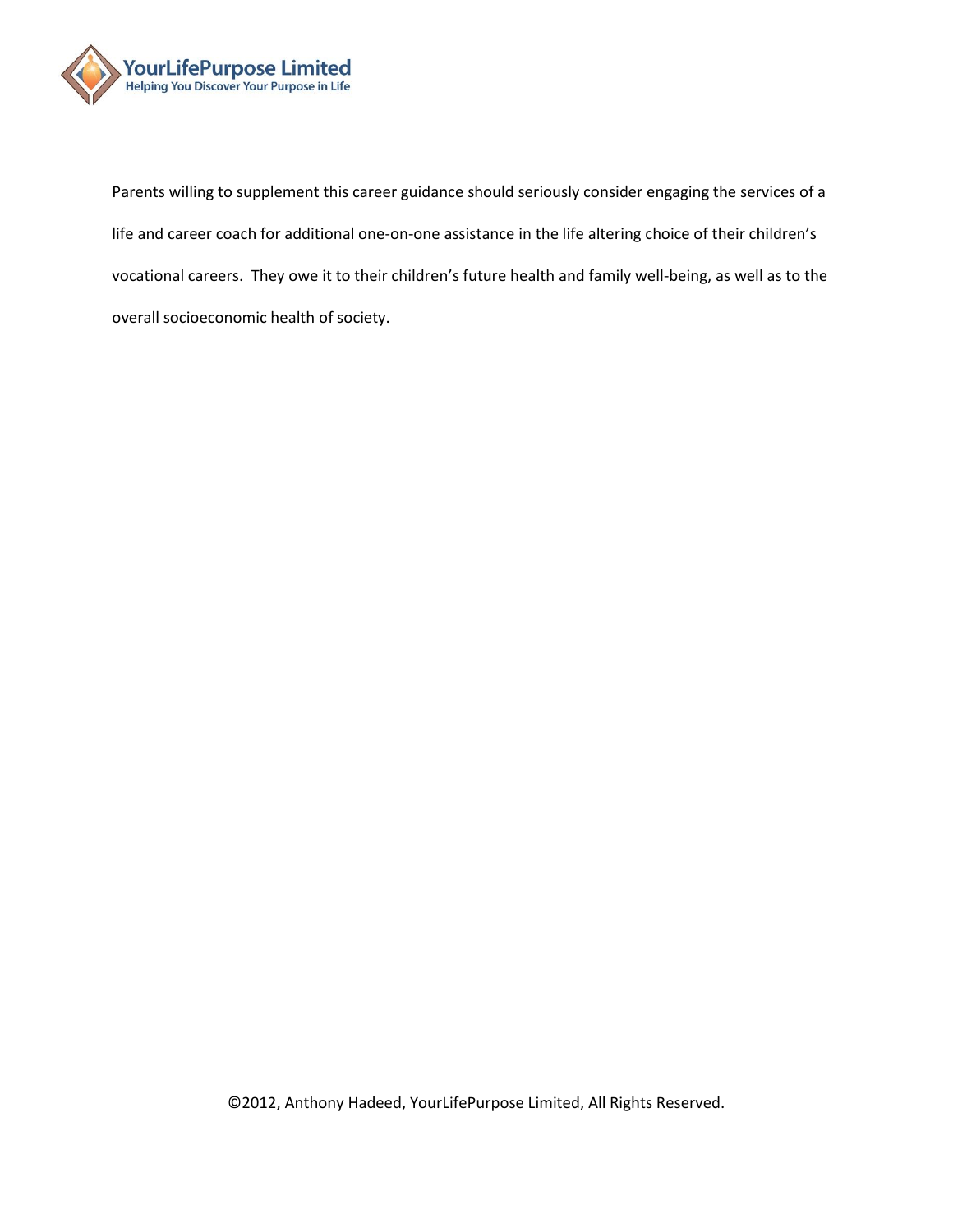Parents willing to supplement this career guidance should seriously consider engaging the services of a life and career coach for additional one-on-one assistance in the life altering choice of their children's vocational careers. They owe it to their children's future health and family well-being, as well as to the overall socioeconomic health of society.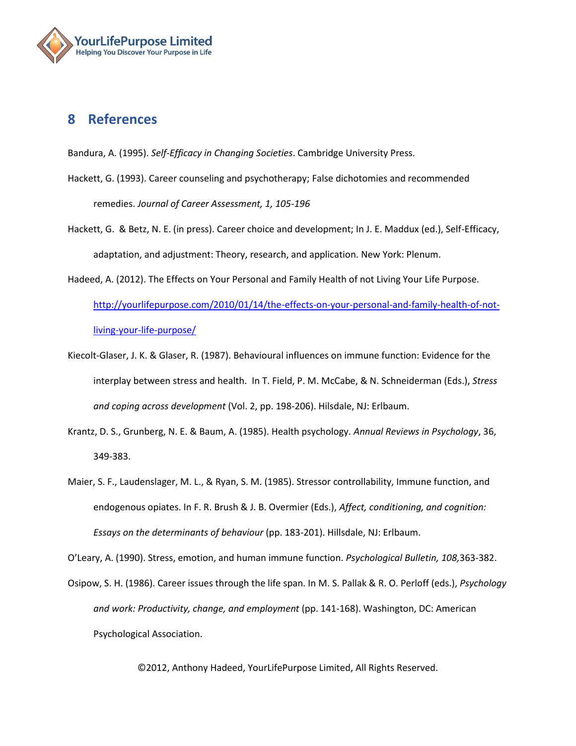# 8 References

Bandura, A. (1995). *Self-Efficacy in Changing Societies*. Cambridge University Press.

Hackett, G. (1993). Career counseling and psychotherapy; False dichotomies and recommended remedies. *Journal of Career Assessment, 1, 105-196*

Hackett, G. & Betz, N. E. (in press). Career choice and development; In J. E. Maddux (ed.), Self-Efficacy, adaptation, and adjustment: Theory, research, and application. New York: Plenum.

Hadeed, A. (2012). The Effects on Your Personal and Family Health of not Living Your Life Purpose. http://yourlifepurpose.com/2010/01/14/the-effects-on-your-personal-and-family-health-of-not-living-your-life-purpose/

Kiecolt-Glaser, J. K. & Glaser, R. (1987). Behavioural influences on immune function: Evidence for the interplay between stress and health. In T. Field, P. M. McCabe, & N. Schneiderman (Eds.), *Stress and coping across development* (Vol. 2, pp. 198-206). Hilsdale, NJ: Erlbaum.

Krantz, D. S., Grunberg, N. E. & Baum, A. (1985). Health psychology. *Annual Reviews in Psychology*, 36, 349-383.

Maier, S. F., Laudenslager, M. L., & Ryan, S. M. (1985). Stressor controllability, Immune function, and endogenous opiates. In F. R. Brush & J. B. Overmier (Eds.), *Affect, conditioning, and cognition: Essays on the determinants of behaviour* (pp. 183-201). Hillsdale, NJ: Erlbaum.

O'Leary, A. (1990). Stress, emotion, and human immune function. *Psychological Bulletin, 108,*363-382.

Osipow, S. H. (1986). Career issues through the life span. In M. S. Pallak & R. O. Perloff (eds.), *Psychology and work: Productivity, change, and employment* (pp. 141-168). Washington, DC: American Psychological Association.

©2012, Anthony Hadeed, YourLifePurpose Limited, All Rights Reserved.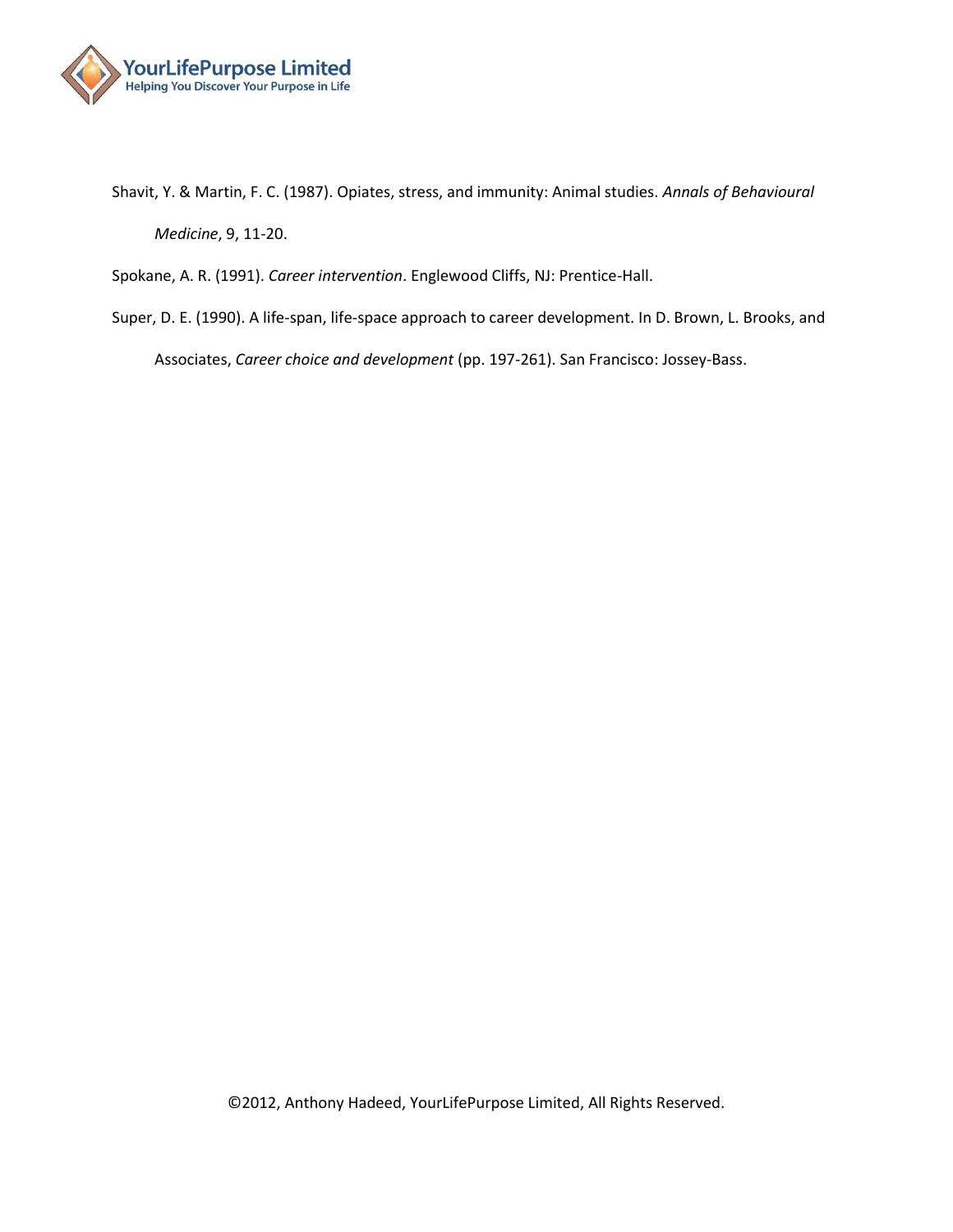Shavit, Y. & Martin, F. C. (1987). Opiates, stress, and immunity: Animal studies. *Annals of Behavioural Medicine*, 9, 11-20.

Spokane, A. R. (1991). *Career intervention*. Englewood Cliffs, NJ: Prentice-Hall.

Super, D. E. (1990). A life-span, life-space approach to career development. In D. Brown, L. Brooks, and Associates, *Career choice and development* (pp. 197-261). San Francisco: Jossey-Bass.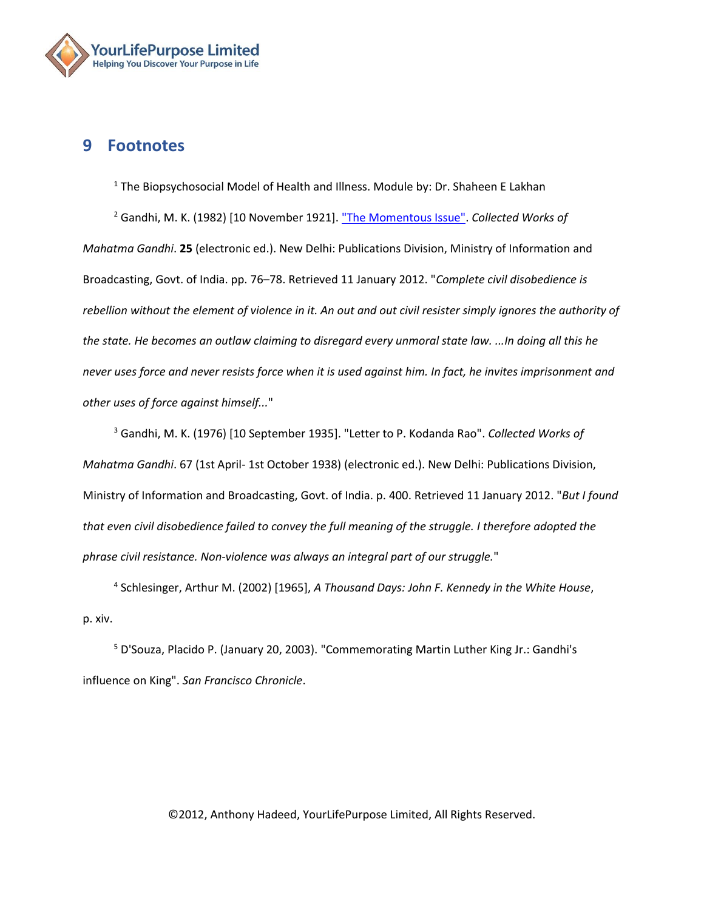## 9 Footnotes

[1] The Biopsychosocial Model of Health and Illness. Module by: Dr. Shaheen E Lakhan

[2] Gandhi, M. K. (1982) [10 November 1921]. "The Momentous Issue". *Collected Works of Mahatma Gandhi*. **25** (electronic ed.). New Delhi: Publications Division, Ministry of Information and Broadcasting, Govt. of India. pp. 76–78. Retrieved 11 January 2012. "*Complete civil disobedience is rebellion without the element of violence in it. An out and out civil resister simply ignores the authority of the state. He becomes an outlaw claiming to disregard every unmoral state law. ...In doing all this he never uses force and never resists force when it is used against him. In fact, he invites imprisonment and other uses of force against himself...*"

[3] Gandhi, M. K. (1976) [10 September 1935]. "Letter to P. Kodanda Rao". *Collected Works of Mahatma Gandhi*. 67 (1st April- 1st October 1938) (electronic ed.). New Delhi: Publications Division, Ministry of Information and Broadcasting, Govt. of India. p. 400. Retrieved 11 January 2012. "*But I found that even civil disobedience failed to convey the full meaning of the struggle. I therefore adopted the phrase civil resistance. Non-violence was always an integral part of our struggle.*"

[4] Schlesinger, Arthur M. (2002) [1965], *A Thousand Days: John F. Kennedy in the White House*, p. xiv.

[5] D'Souza, Placido P. (January 20, 2003). "Commemorating Martin Luther King Jr.: Gandhi's influence on King". *San Francisco Chronicle*.

©2012, Anthony Hadeed, YourLifePurpose Limited, All Rights Reserved.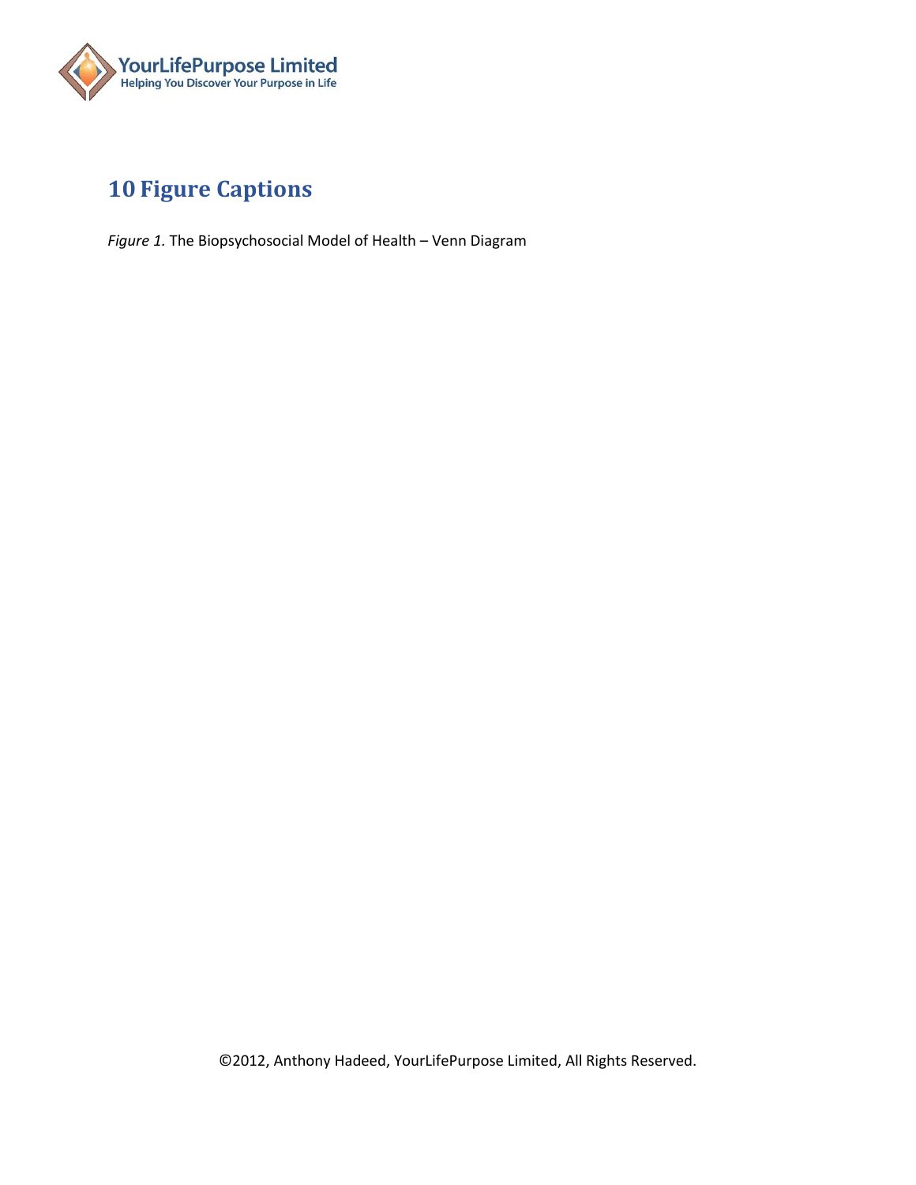# 10 Figure Captions

*Figure 1.* The Biopsychosocial Model of Health – Venn Diagram